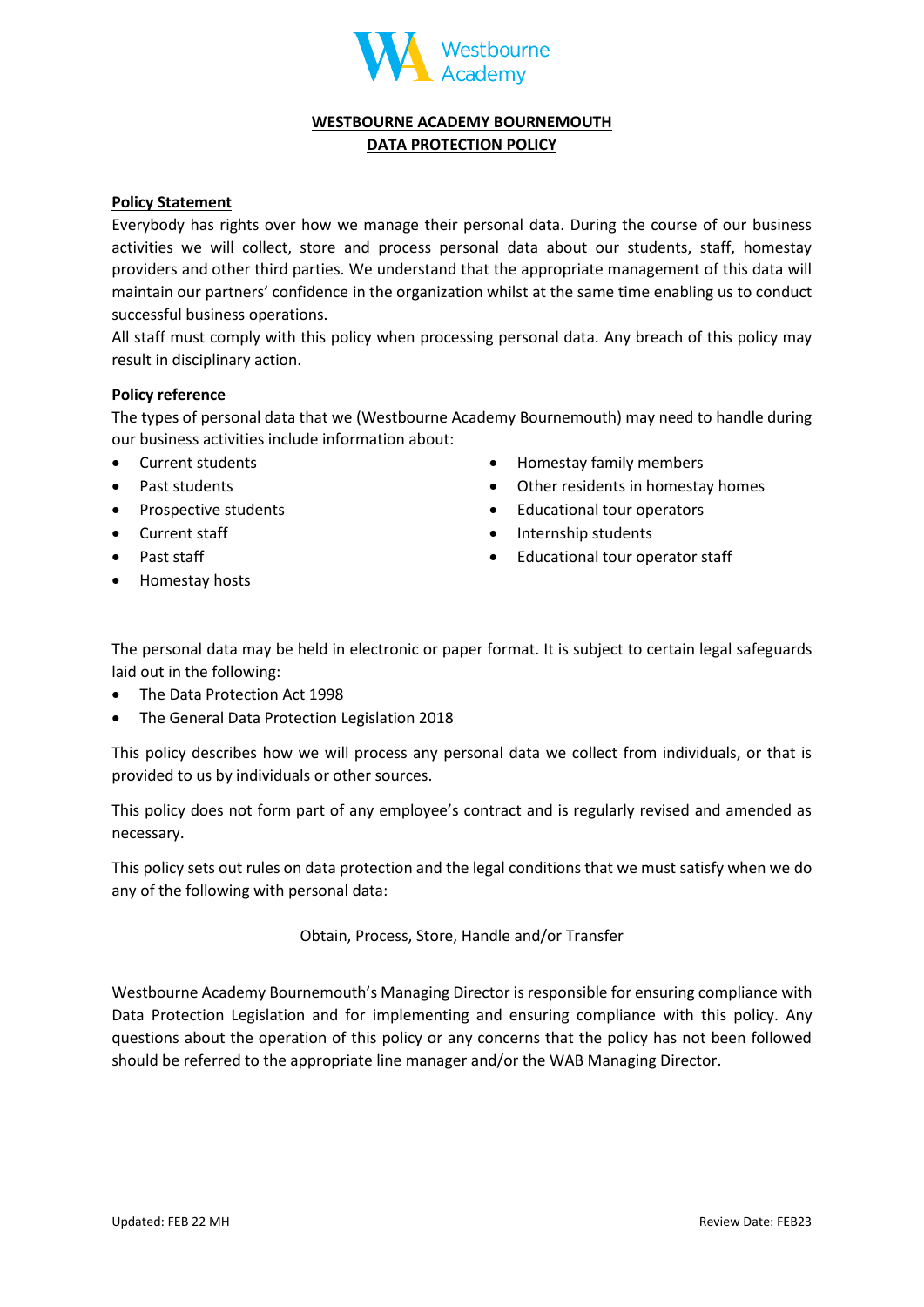# WESTBOURNE ACADEMY BOURNEMOUTH
# DATA PROTECTION POLICY

## Policy Statement

Everybody has rights over how we manage their personal data. During the course of our business activities we will collect, store and process personal data about our students, staff, homestay providers and other third parties. We understand that the appropriate management of this data will maintain our partners' confidence in the organization whilst at the same time enabling us to conduct successful business operations.

All staff must comply with this policy when processing personal data. Any breach of this policy may result in disciplinary action.

## Policy reference

The types of personal data that we (Westbourne Academy Bournemouth) may need to handle during our business activities include information about:

- Current students
- Past students
- Prospective students
- Current staff
- Past staff
- Homestay hosts
- Homestay family members
- Other residents in homestay homes
- Educational tour operators
- Internship students
- Educational tour operator staff

The personal data may be held in electronic or paper format. It is subject to certain legal safeguards laid out in the following:

- The Data Protection Act 1998
- The General Data Protection Legislation 2018

This policy describes how we will process any personal data we collect from individuals, or that is provided to us by individuals or other sources.

This policy does not form part of any employee's contract and is regularly revised and amended as necessary.

This policy sets out rules on data protection and the legal conditions that we must satisfy when we do any of the following with personal data:

Obtain, Process, Store, Handle and/or Transfer

Westbourne Academy Bournemouth's Managing Director is responsible for ensuring compliance with Data Protection Legislation and for implementing and ensuring compliance with this policy. Any questions about the operation of this policy or any concerns that the policy has not been followed should be referred to the appropriate line manager and/or the WAB Managing Director.

Updated: FEB 22 MH

Review Date: FEB23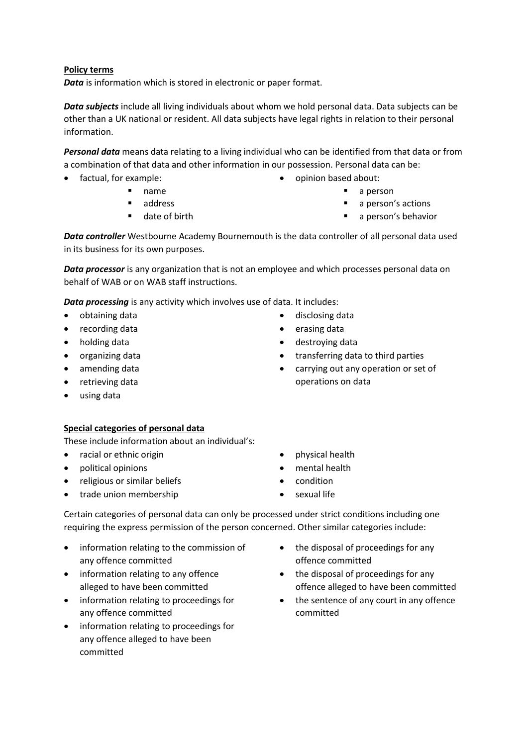**Policy terms**

***Data*** is information which is stored in electronic or paper format.

***Data subjects*** include all living individuals about whom we hold personal data. Data subjects can be other than a UK national or resident. All data subjects have legal rights in relation to their personal information.

***Personal data*** means data relating to a living individual who can be identified from that data or from a combination of that data and other information in our possession. Personal data can be:

- factual, for example:
  - name
  - address
  - date of birth
- opinion based about:
  - a person
  - a person's actions
  - a person's behavior

***Data controller*** Westbourne Academy Bournemouth is the data controller of all personal data used in its business for its own purposes.

***Data processor*** is any organization that is not an employee and which processes personal data on behalf of WAB or on WAB staff instructions.

***Data processing*** is any activity which involves use of data. It includes:

- obtaining data
- recording data
- holding data
- organizing data
- amending data
- retrieving data
- using data
- disclosing data
- erasing data
- destroying data
- transferring data to third parties
- carrying out any operation or set of operations on data

**Special categories of personal data**

These include information about an individual's:

- racial or ethnic origin
- political opinions
- religious or similar beliefs
- trade union membership
- physical health
- mental health
- condition
- sexual life

Certain categories of personal data can only be processed under strict conditions including one requiring the express permission of the person concerned. Other similar categories include:

- information relating to the commission of any offence committed
- information relating to any offence alleged to have been committed
- information relating to proceedings for any offence committed
- information relating to proceedings for any offence alleged to have been committed
- the disposal of proceedings for any offence committed
- the disposal of proceedings for any offence alleged to have been committed
- the sentence of any court in any offence committed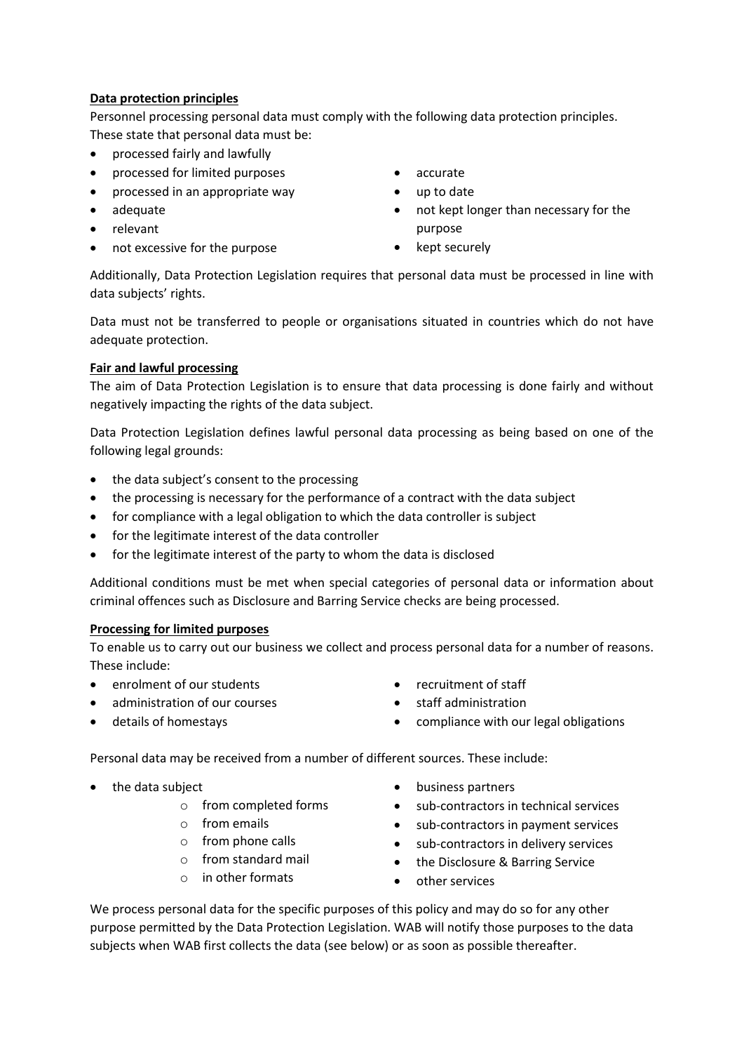**Data protection principles**

Personnel processing personal data must comply with the following data protection principles. These state that personal data must be:

- processed fairly and lawfully
- processed for limited purposes
- processed in an appropriate way
- adequate
- relevant
- not excessive for the purpose
- accurate
- up to date
- not kept longer than necessary for the purpose
- kept securely

Additionally, Data Protection Legislation requires that personal data must be processed in line with data subjects' rights.

Data must not be transferred to people or organisations situated in countries which do not have adequate protection.

**Fair and lawful processing**

The aim of Data Protection Legislation is to ensure that data processing is done fairly and without negatively impacting the rights of the data subject.

Data Protection Legislation defines lawful personal data processing as being based on one of the following legal grounds:

- the data subject's consent to the processing
- the processing is necessary for the performance of a contract with the data subject
- for compliance with a legal obligation to which the data controller is subject
- for the legitimate interest of the data controller
- for the legitimate interest of the party to whom the data is disclosed

Additional conditions must be met when special categories of personal data or information about criminal offences such as Disclosure and Barring Service checks are being processed.

**Processing for limited purposes**

To enable us to carry out our business we collect and process personal data for a number of reasons. These include:

- enrolment of our students
- administration of our courses
- details of homestays
- recruitment of staff
- staff administration
- compliance with our legal obligations

Personal data may be received from a number of different sources. These include:

- the data subject
    - from completed forms
    - from emails
    - from phone calls
    - from standard mail
    - in other formats
- business partners
- sub-contractors in technical services
- sub-contractors in payment services
- sub-contractors in delivery services
- the Disclosure & Barring Service
- other services

We process personal data for the specific purposes of this policy and may do so for any other purpose permitted by the Data Protection Legislation. WAB will notify those purposes to the data subjects when WAB first collects the data (see below) or as soon as possible thereafter.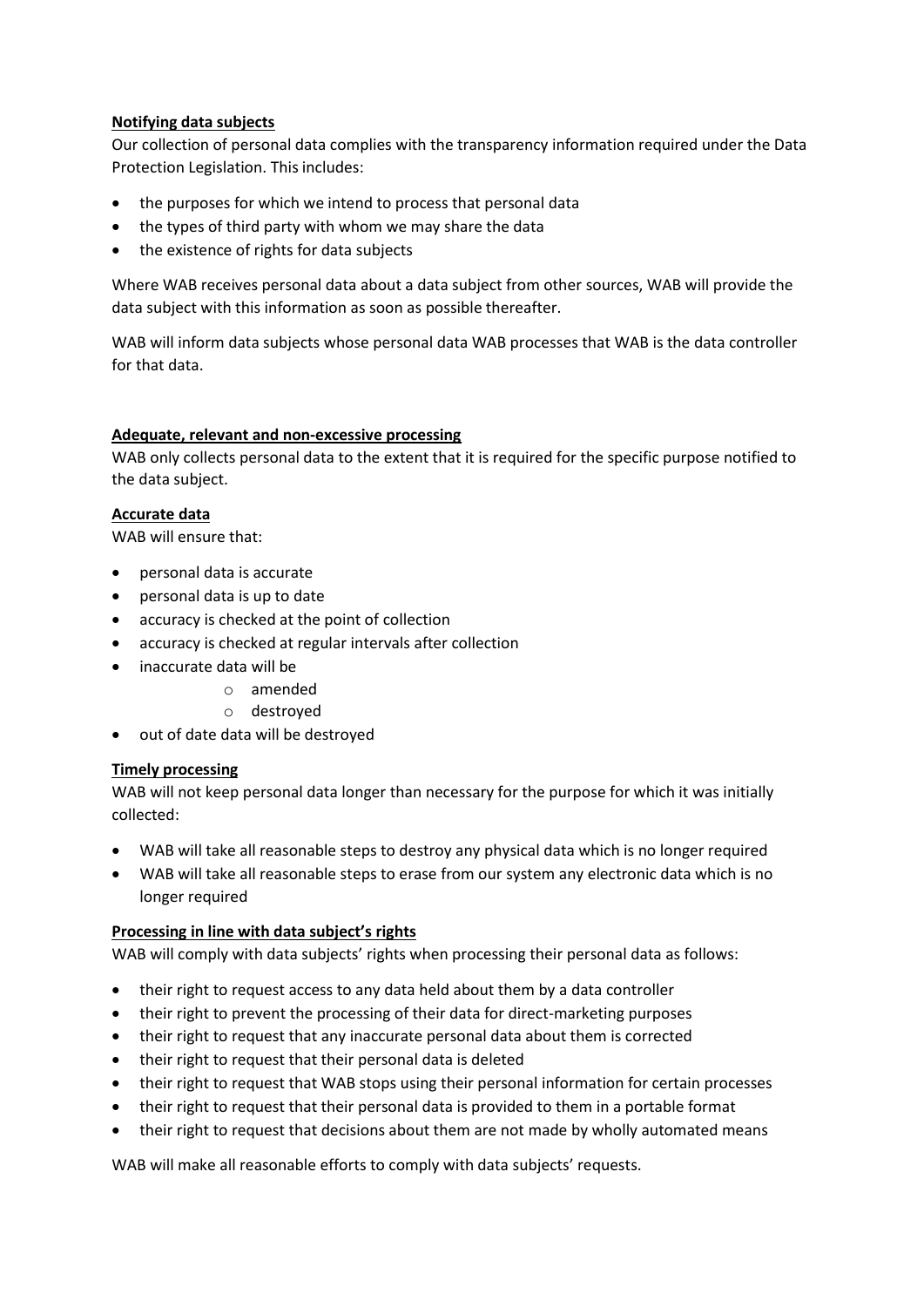**Notifying data subjects**

Our collection of personal data complies with the transparency information required under the Data Protection Legislation. This includes:

- the purposes for which we intend to process that personal data
- the types of third party with whom we may share the data
- the existence of rights for data subjects

Where WAB receives personal data about a data subject from other sources, WAB will provide the data subject with this information as soon as possible thereafter.

WAB will inform data subjects whose personal data WAB processes that WAB is the data controller for that data.

**Adequate, relevant and non-excessive processing**

WAB only collects personal data to the extent that it is required for the specific purpose notified to the data subject.

**Accurate data**

WAB will ensure that:

- personal data is accurate
- personal data is up to date
- accuracy is checked at the point of collection
- accuracy is checked at regular intervals after collection
- inaccurate data will be
    - amended
    - destroyed
- out of date data will be destroyed

**Timely processing**

WAB will not keep personal data longer than necessary for the purpose for which it was initially collected:

- WAB will take all reasonable steps to destroy any physical data which is no longer required
- WAB will take all reasonable steps to erase from our system any electronic data which is no longer required

**Processing in line with data subject's rights**

WAB will comply with data subjects' rights when processing their personal data as follows:

- their right to request access to any data held about them by a data controller
- their right to prevent the processing of their data for direct-marketing purposes
- their right to request that any inaccurate personal data about them is corrected
- their right to request that their personal data is deleted
- their right to request that WAB stops using their personal information for certain processes
- their right to request that their personal data is provided to them in a portable format
- their right to request that decisions about them are not made by wholly automated means

WAB will make all reasonable efforts to comply with data subjects' requests.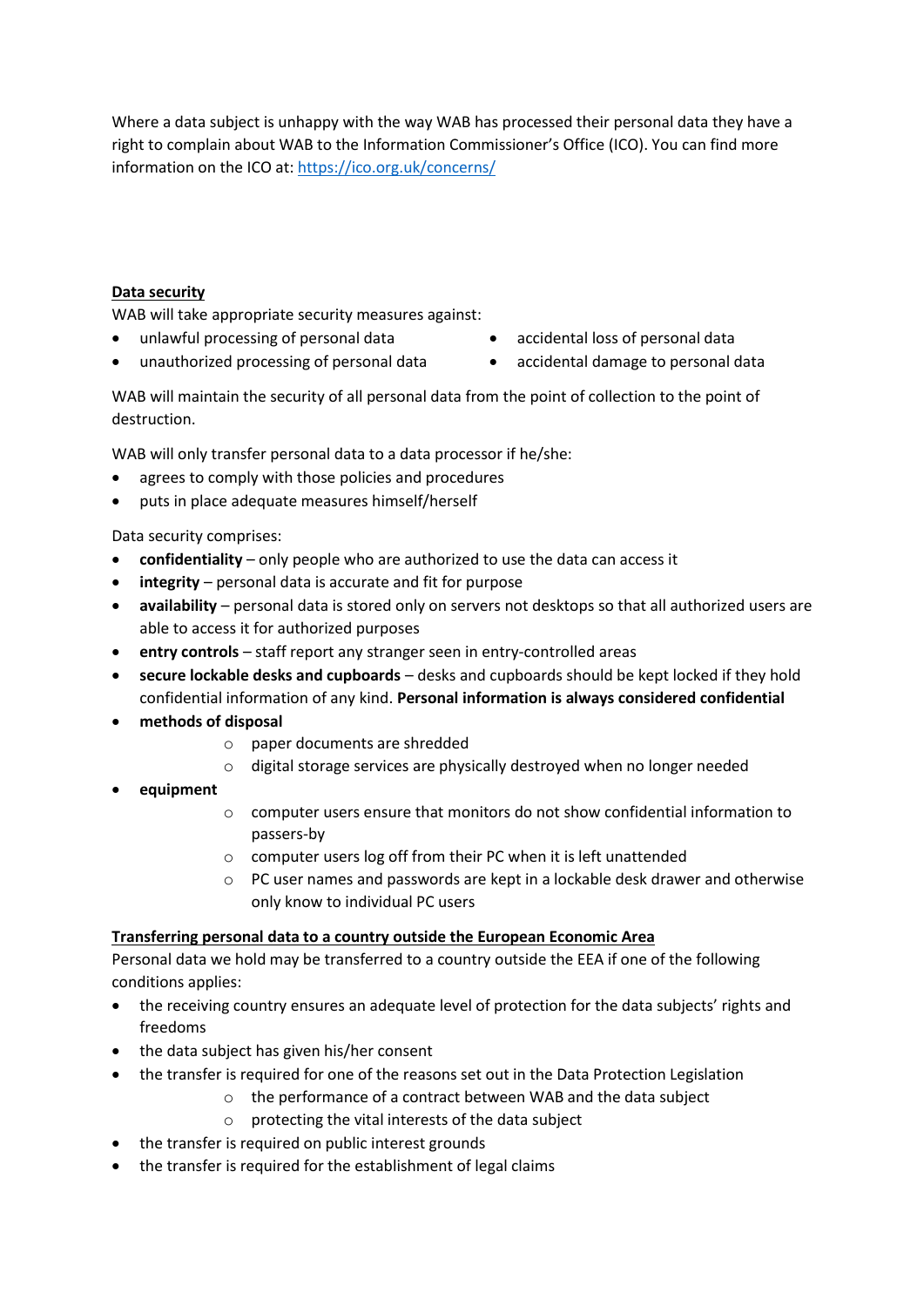Where a data subject is unhappy with the way WAB has processed their personal data they have a right to complain about WAB to the Information Commissioner's Office (ICO). You can find more information on the ICO at: [https://ico.org.uk/concerns/](https://ico.org.uk/concerns/)

**Data security**

WAB will take appropriate security measures against:

- unlawful processing of personal data
- unauthorized processing of personal data
- accidental loss of personal data
- accidental damage to personal data

WAB will maintain the security of all personal data from the point of collection to the point of destruction.

WAB will only transfer personal data to a data processor if he/she:

- agrees to comply with those policies and procedures
- puts in place adequate measures himself/herself

Data security comprises:

- **confidentiality** – only people who are authorized to use the data can access it
- **integrity** – personal data is accurate and fit for purpose
- **availability** – personal data is stored only on servers not desktops so that all authorized users are able to access it for authorized purposes
- **entry controls** – staff report any stranger seen in entry-controlled areas
- **secure lockable desks and cupboards** – desks and cupboards should be kept locked if they hold confidential information of any kind. **Personal information is always considered confidential**
- **methods of disposal**
    - paper documents are shredded
    - digital storage services are physically destroyed when no longer needed
- **equipment**
    - computer users ensure that monitors do not show confidential information to passers-by
    - computer users log off from their PC when it is left unattended
    - PC user names and passwords are kept in a lockable desk drawer and otherwise only know to individual PC users

**Transferring personal data to a country outside the European Economic Area**

Personal data we hold may be transferred to a country outside the EEA if one of the following conditions applies:

- the receiving country ensures an adequate level of protection for the data subjects' rights and freedoms
- the data subject has given his/her consent
- the transfer is required for one of the reasons set out in the Data Protection Legislation
    - the performance of a contract between WAB and the data subject
    - protecting the vital interests of the data subject
- the transfer is required on public interest grounds
- the transfer is required for the establishment of legal claims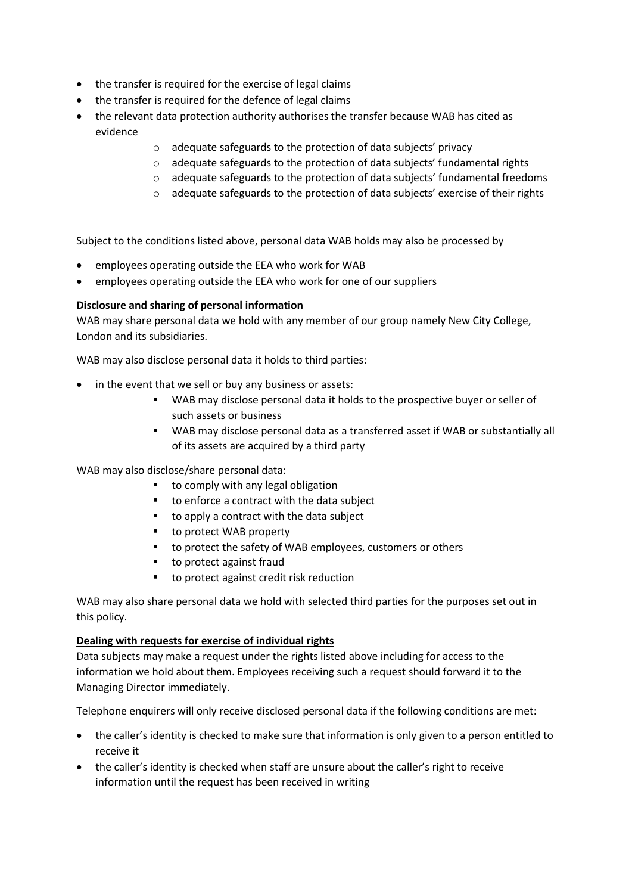- the transfer is required for the exercise of legal claims
- the transfer is required for the defence of legal claims
- the relevant data protection authority authorises the transfer because WAB has cited as evidence
    - adequate safeguards to the protection of data subjects' privacy
    - adequate safeguards to the protection of data subjects' fundamental rights
    - adequate safeguards to the protection of data subjects' fundamental freedoms
    - adequate safeguards to the protection of data subjects' exercise of their rights

Subject to the conditions listed above, personal data WAB holds may also be processed by

- employees operating outside the EEA who work for WAB
- employees operating outside the EEA who work for one of our suppliers

**Disclosure and sharing of personal information**

WAB may share personal data we hold with any member of our group namely New City College, London and its subsidiaries.

WAB may also disclose personal data it holds to third parties:

- in the event that we sell or buy any business or assets:
    - WAB may disclose personal data it holds to the prospective buyer or seller of such assets or business
    - WAB may disclose personal data as a transferred asset if WAB or substantially all of its assets are acquired by a third party

WAB may also disclose/share personal data:

- to comply with any legal obligation
- to enforce a contract with the data subject
- to apply a contract with the data subject
- to protect WAB property
- to protect the safety of WAB employees, customers or others
- to protect against fraud
- to protect against credit risk reduction

WAB may also share personal data we hold with selected third parties for the purposes set out in this policy.

**Dealing with requests for exercise of individual rights**

Data subjects may make a request under the rights listed above including for access to the information we hold about them. Employees receiving such a request should forward it to the Managing Director immediately.

Telephone enquirers will only receive disclosed personal data if the following conditions are met:

- the caller's identity is checked to make sure that information is only given to a person entitled to receive it
- the caller's identity is checked when staff are unsure about the caller's right to receive information until the request has been received in writing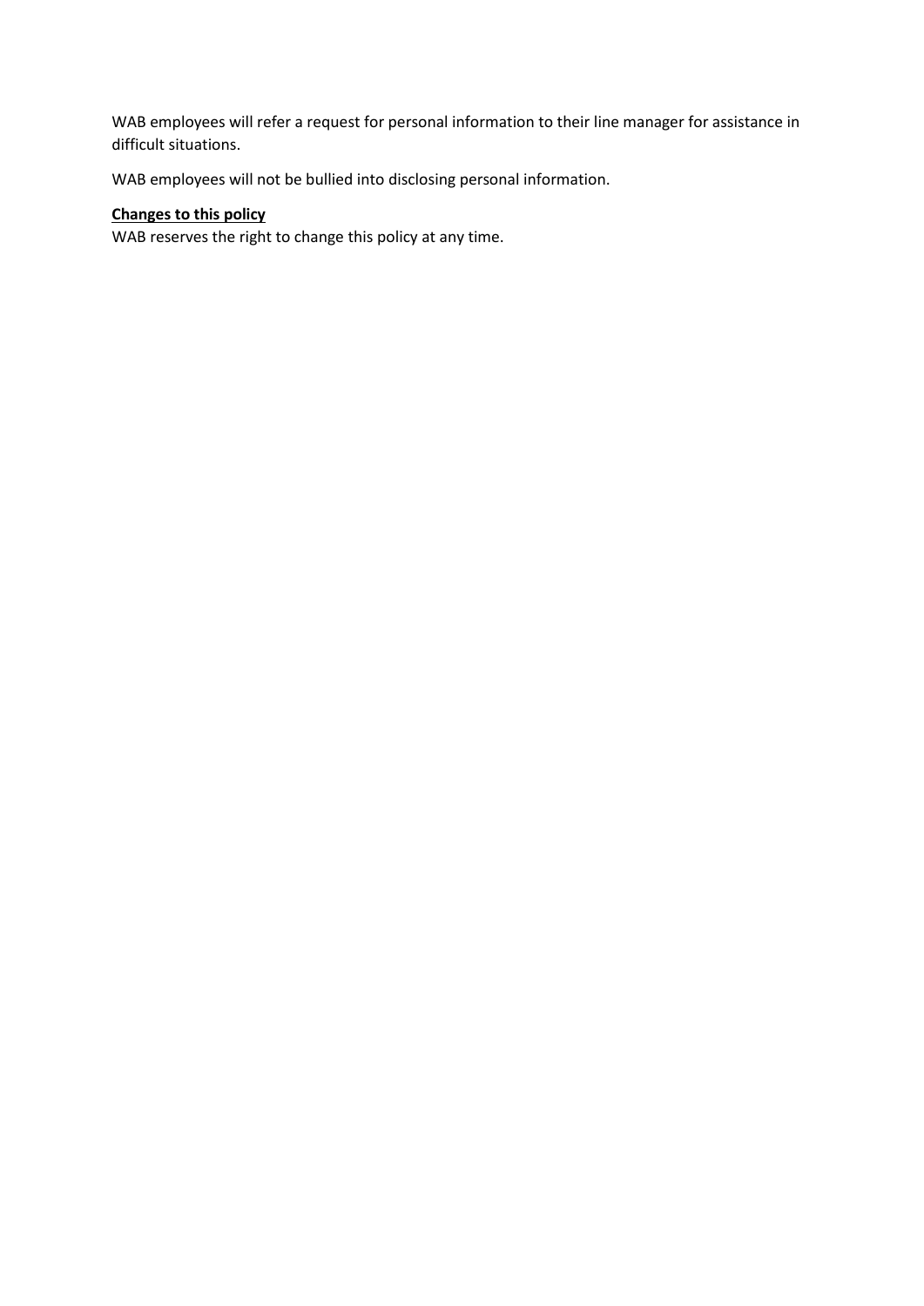WAB employees will refer a request for personal information to their line manager for assistance in difficult situations.

WAB employees will not be bullied into disclosing personal information.

**Changes to this policy**

WAB reserves the right to change this policy at any time.